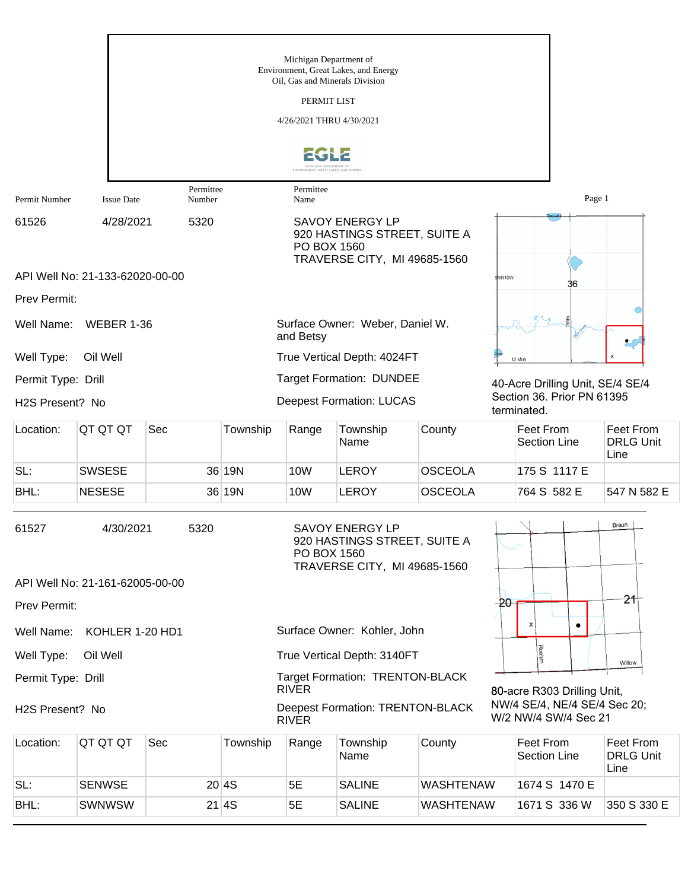Michigan Department of
Environment, Great Lakes, and Energy
Oil, Gas and Minerals Division

PERMIT LIST

4/26/2021 THRU 4/30/2021

| Permit Number | Issue Date | Permittee Number | Permittee Name |
|---|---|---|---|
| 61526 | 4/28/2021 | 5320 | SAVOY ENERGY LP<br>920 HASTINGS STREET, SUITE A<br>PO BOX 1560<br>TRAVERSE CITY, MI 49685-1560 |

API Well No: 21-133-62020-00-00

Prev Permit:

Well Name: WEBER 1-36

Surface Owner: Weber, Daniel W. and Betsy

Well Type: Oil Well

True Vertical Depth: 4024FT

Permit Type: Drill

Target Formation: DUNDEE

H2S Present? No

Deepest Formation: LUCAS

40-Acre Drilling Unit, SE/4 SE/4 Section 36. Prior PN 61395 terminated.

| Location: | QT QT QT | Sec | Township | Range | Township Name | County | Feet From Section Line | Feet From DRLG Unit Line |
|---|---|---|---|---|---|---|---|---|
| SL: | SWSESE | 36 | 19N | 10W | LEROY | OSCEOLA | 175 S 1117 E | |
| BHL: | NESESE | 36 | 19N | 10W | LEROY | OSCEOLA | 764 S 582 E | 547 N 582 E |

---

| Permit Number | Issue Date | Permittee Number | Permittee Name |
|---|---|---|---|
| 61527 | 4/30/2021 | 5320 | SAVOY ENERGY LP<br>920 HASTINGS STREET, SUITE A<br>PO BOX 1560<br>TRAVERSE CITY, MI 49685-1560 |

API Well No: 21-161-62005-00-00

Prev Permit:

Well Name: KOHLER 1-20 HD1

Surface Owner: Kohler, John

Well Type: Oil Well

True Vertical Depth: 3140FT

Permit Type: Drill

Target Formation: TRENTON-BLACK RIVER

H2S Present? No

Deepest Formation: TRENTON-BLACK RIVER

80-acre R303 Drilling Unit, NW/4 SE/4, NE/4 SE/4 Sec 20; W/2 NW/4 SW/4 Sec 21

| Location: | QT QT QT | Sec | Township | Range | Township Name | County | Feet From Section Line | Feet From DRLG Unit Line |
|---|---|---|---|---|---|---|---|---|
| SL: | SENWSE | 20 | 4S | 5E | SALINE | WASHTENAW | 1674 S 1470 E | |
| BHL: | SWNWSW | 21 | 4S | 5E | SALINE | WASHTENAW | 1671 S 336 W | 350 S 330 E |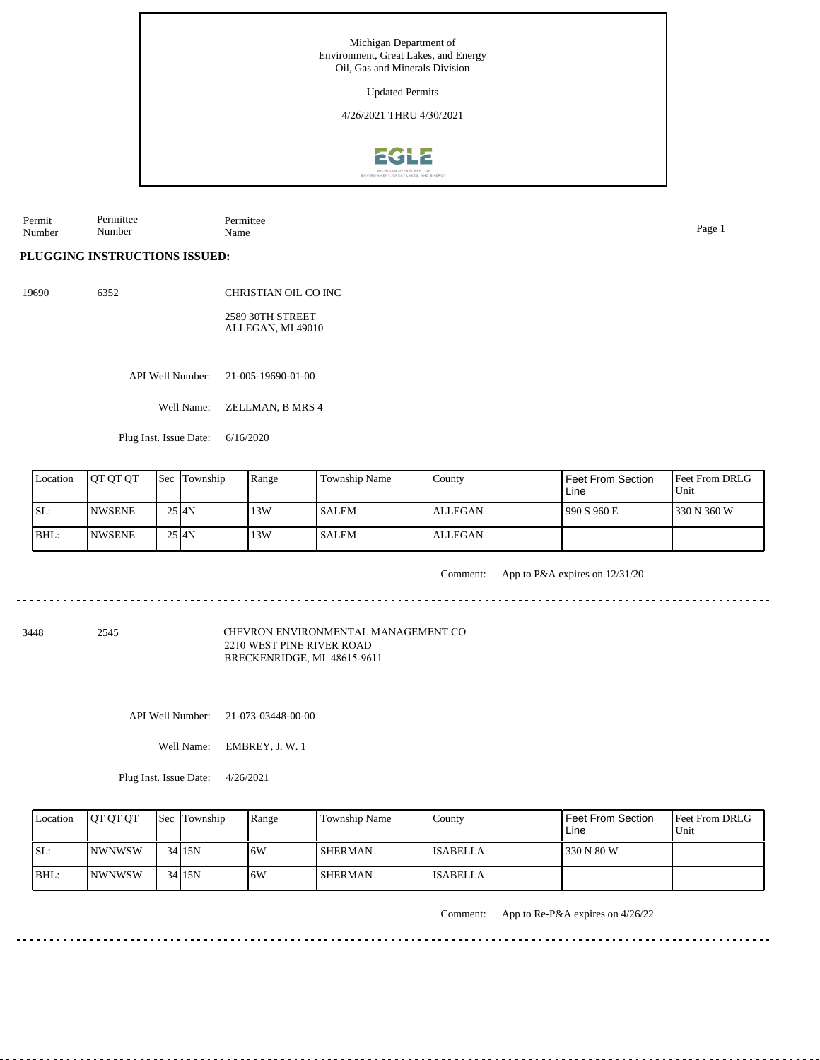Michigan Department of
Environment, Great Lakes, and Energy
Oil, Gas and Minerals Division

Updated Permits

4/26/2021 THRU 4/30/2021

| Permit Number | Permittee Number | Permittee Name |
|---|---|---|

**PLUGGING INSTRUCTIONS ISSUED:**

19690 6352 CHRISTIAN OIL CO INC

2589 30TH STREET
ALLEGAN, MI 49010

API Well Number: 21-005-19690-01-00

Well Name: ZELLMAN, B MRS 4

Plug Inst. Issue Date: 6/16/2020

| Location | QT QT QT | Sec | Township | Range | Township Name | County | Feet From Section Line | Feet From DRLG Unit |
|---|---|---|---|---|---|---|---|---|
| SL: | NWSENE | 25 | 4N | 13W | SALEM | ALLEGAN | 990 S 960 E | 330 N 360 W |
| BHL: | NWSENE | 25 | 4N | 13W | SALEM | ALLEGAN | | |

Comment: App to P&A expires on 12/31/20

---

3448 2545 CHEVRON ENVIRONMENTAL MANAGEMENT CO
2210 WEST PINE RIVER ROAD
BRECKENRIDGE, MI 48615-9611

API Well Number: 21-073-03448-00-00

Well Name: EMBREY, J. W. 1

Plug Inst. Issue Date: 4/26/2021

| Location | QT QT QT | Sec | Township | Range | Township Name | County | Feet From Section Line | Feet From DRLG Unit |
|---|---|---|---|---|---|---|---|---|
| SL: | NWNWSW | 34 | 15N | 6W | SHERMAN | ISABELLA | 330 N 80 W | |
| BHL: | NWNWSW | 34 | 15N | 6W | SHERMAN | ISABELLA | | |

Comment: App to Re-P&A expires on 4/26/22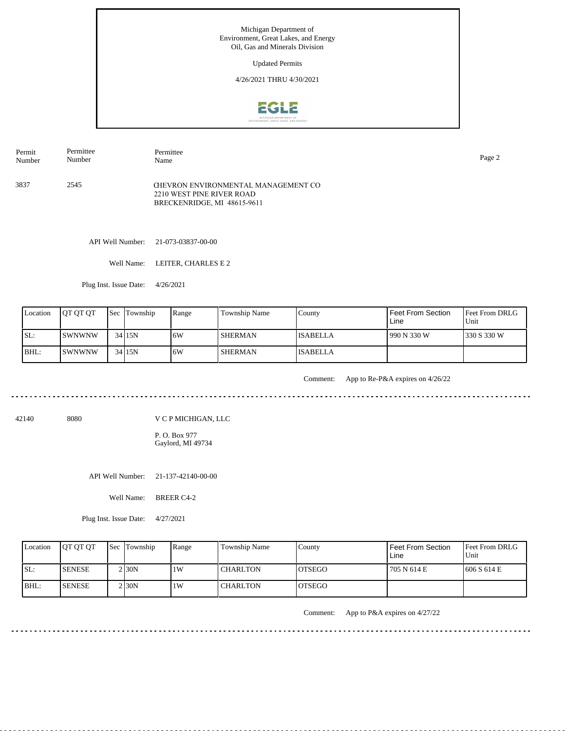Michigan Department of
Environment, Great Lakes, and Energy
Oil, Gas and Minerals Division

Updated Permits

4/26/2021 THRU 4/30/2021

| Permit Number | Permittee Number | Permittee Name |
|---|---|---|
| 3837 | 2545 | CHEVRON ENVIRONMENTAL MANAGEMENT CO<br>2210 WEST PINE RIVER ROAD<br>BRECKENRIDGE, MI 48615-9611 |

API Well Number: 21-073-03837-00-00

Well Name: LEITER, CHARLES E 2

Plug Inst. Issue Date: 4/26/2021

| Location | QT QT QT | Sec | Township | Range | Township Name | County | Feet From Section Line | Feet From DRLG Unit |
|---|---|---|---|---|---|---|---|---|
| SL: | SWNWNW | 34 | 15N | 6W | SHERMAN | ISABELLA | 990 N 330 W | 330 S 330 W |
| BHL: | SWNWNW | 34 | 15N | 6W | SHERMAN | ISABELLA | | |

Comment: App to Re-P&A expires on 4/26/22

---

| Permit Number | Permittee Number | Permittee Name |
|---|---|---|
| 42140 | 8080 | V C P MICHIGAN, LLC<br>P. O. Box 977<br>Gaylord, MI 49734 |

API Well Number: 21-137-42140-00-00

Well Name: BREER C4-2

Plug Inst. Issue Date: 4/27/2021

| Location | QT QT QT | Sec | Township | Range | Township Name | County | Feet From Section Line | Feet From DRLG Unit |
|---|---|---|---|---|---|---|---|---|
| SL: | SENESE | 2 | 30N | 1W | CHARLTON | OTSEGO | 705 N 614 E | 606 S 614 E |
| BHL: | SENESE | 2 | 30N | 1W | CHARLTON | OTSEGO | | |

Comment: App to P&A expires on 4/27/22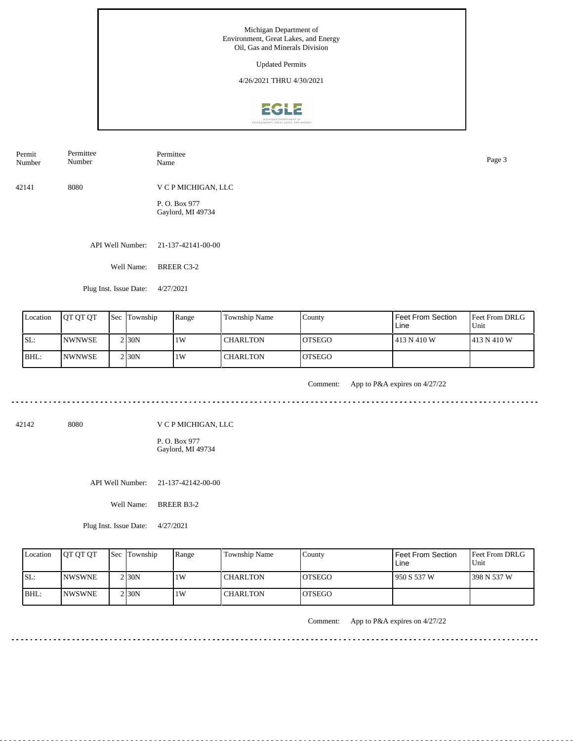Michigan Department of
Environment, Great Lakes, and Energy
Oil, Gas and Minerals Division

Updated Permits

4/26/2021 THRU 4/30/2021

| Permit Number | Permittee Number | Permittee Name |
|---|---|---|
| 42141 | 8080 | V C P MICHIGAN, LLC<br>P. O. Box 977<br>Gaylord, MI 49734 |

API Well Number: 21-137-42141-00-00

Well Name: BREER C3-2

Plug Inst. Issue Date: 4/27/2021

| Location | QT QT QT | Sec | Township | Range | Township Name | County | Feet From Section Line | Feet From DRLG Unit |
|---|---|---|---|---|---|---|---|---|
| SL: | NWNWSE | 2 | 30N | 1W | CHARLTON | OTSEGO | 413 N 410 W | 413 N 410 W |
| BHL: | NWNWSE | 2 | 30N | 1W | CHARLTON | OTSEGO | | |

Comment: App to P&A expires on 4/27/22

---

| Permit Number | Permittee Number | Permittee Name |
|---|---|---|
| 42142 | 8080 | V C P MICHIGAN, LLC<br>P. O. Box 977<br>Gaylord, MI 49734 |

API Well Number: 21-137-42142-00-00

Well Name: BREER B3-2

Plug Inst. Issue Date: 4/27/2021

| Location | QT QT QT | Sec | Township | Range | Township Name | County | Feet From Section Line | Feet From DRLG Unit |
|---|---|---|---|---|---|---|---|---|
| SL: | NWSWNE | 2 | 30N | 1W | CHARLTON | OTSEGO | 950 S 537 W | 398 N 537 W |
| BHL: | NWSWNE | 2 | 30N | 1W | CHARLTON | OTSEGO | | |

Comment: App to P&A expires on 4/27/22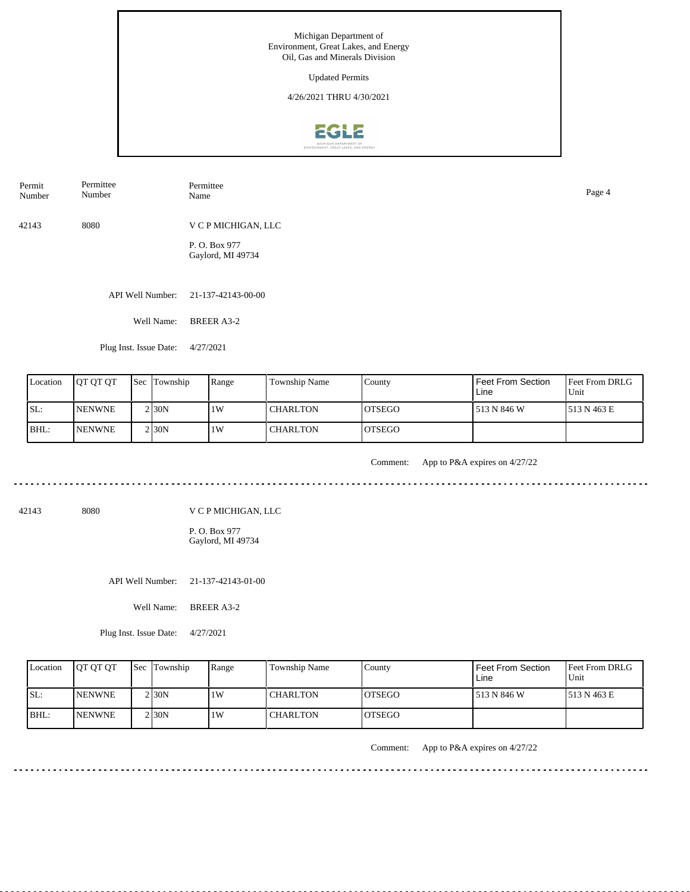Michigan Department of Environment, Great Lakes, and Energy
Oil, Gas and Minerals Division

Updated Permits

4/26/2021 THRU 4/30/2021

| Permit Number | Permittee Number | Permittee Name |
|---|---|---|
| 42143 | 8080 | V C P MICHIGAN, LLC<br>P. O. Box 977<br>Gaylord, MI 49734 |

API Well Number: 21-137-42143-00-00

Well Name: BREER A3-2

Plug Inst. Issue Date: 4/27/2021

| Location | QT QT QT | Sec | Township | Range | Township Name | County | Feet From Section Line | Feet From DRLG Unit |
|---|---|---|---|---|---|---|---|---|
| SL: | NENWNE | 2 | 30N | 1W | CHARLTON | OTSEGO | 513 N 846 W | 513 N 463 E |
| BHL: | NENWNE | 2 | 30N | 1W | CHARLTON | OTSEGO | | |

Comment: App to P&A expires on 4/27/22

---

| Permit Number | Permittee Number | Permittee Name |
|---|---|---|
| 42143 | 8080 | V C P MICHIGAN, LLC<br>P. O. Box 977<br>Gaylord, MI 49734 |

API Well Number: 21-137-42143-01-00

Well Name: BREER A3-2

Plug Inst. Issue Date: 4/27/2021

| Location | QT QT QT | Sec | Township | Range | Township Name | County | Feet From Section Line | Feet From DRLG Unit |
|---|---|---|---|---|---|---|---|---|
| SL: | NENWNE | 2 | 30N | 1W | CHARLTON | OTSEGO | 513 N 846 W | 513 N 463 E |
| BHL: | NENWNE | 2 | 30N | 1W | CHARLTON | OTSEGO | | |

Comment: App to P&A expires on 4/27/22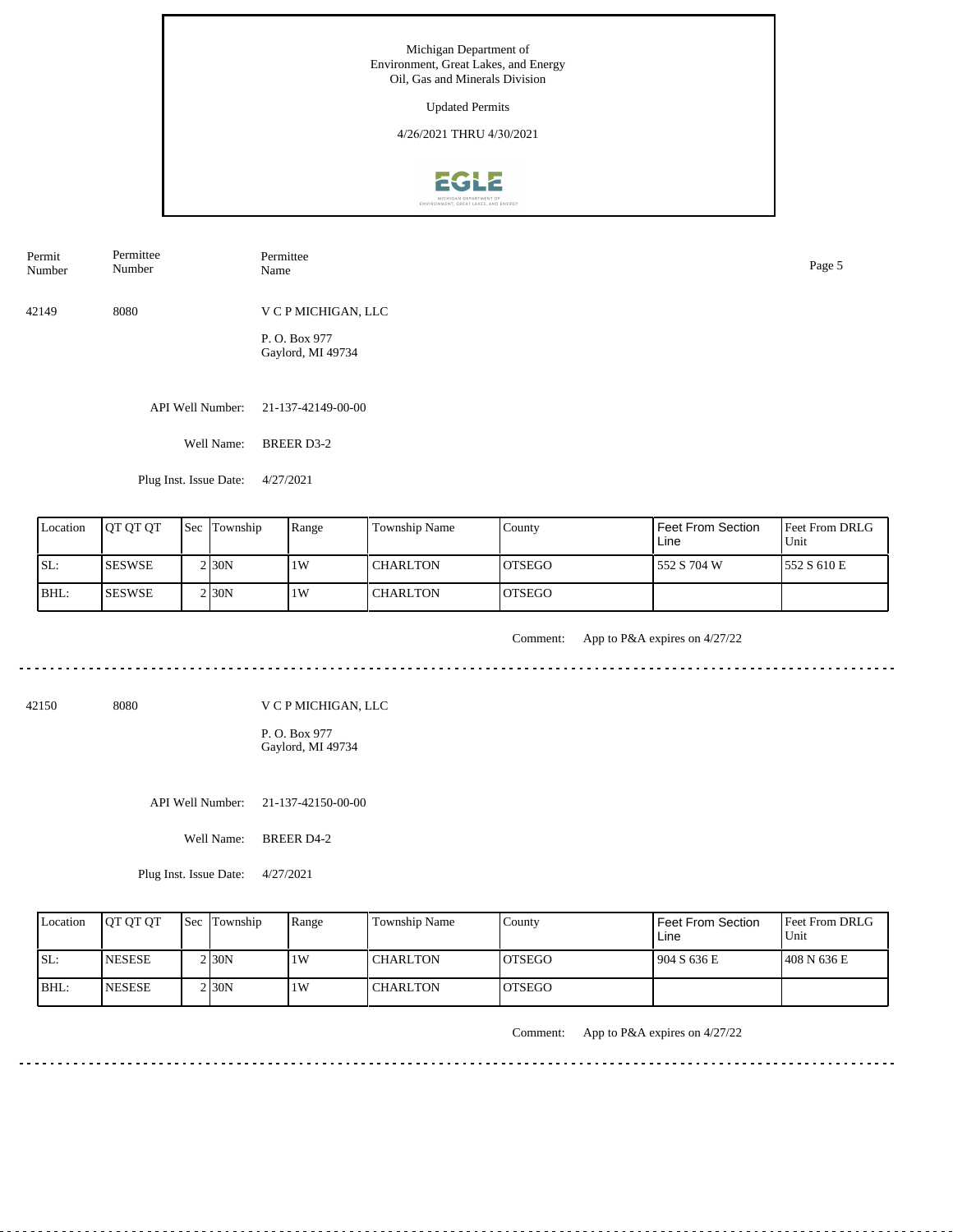Michigan Department of
Environment, Great Lakes, and Energy
Oil, Gas and Minerals Division

Updated Permits

4/26/2021 THRU 4/30/2021

| Permit Number | Permittee Number | Permittee Name |
|---|---|---|
| 42149 | 8080 | V C P MICHIGAN, LLC<br>P. O. Box 977<br>Gaylord, MI 49734 |

API Well Number: 21-137-42149-00-00

Well Name: BREER D3-2

Plug Inst. Issue Date: 4/27/2021

| Location | QT QT QT | Sec | Township | Range | Township Name | County | Feet From Section Line | Feet From DRLG Unit |
|---|---|---|---|---|---|---|---|---|
| SL: | SESWSE | 2 | 30N | 1W | CHARLTON | OTSEGO | 552 S 704 W | 552 S 610 E |
| BHL: | SESWSE | 2 | 30N | 1W | CHARLTON | OTSEGO | | |

Comment: App to P&A expires on 4/27/22

---

| Permit Number | Permittee Number | Permittee Name |
|---|---|---|
| 42150 | 8080 | V C P MICHIGAN, LLC<br>P. O. Box 977<br>Gaylord, MI 49734 |

API Well Number: 21-137-42150-00-00

Well Name: BREER D4-2

Plug Inst. Issue Date: 4/27/2021

| Location | QT QT QT | Sec | Township | Range | Township Name | County | Feet From Section Line | Feet From DRLG Unit |
|---|---|---|---|---|---|---|---|---|
| SL: | NESESE | 2 | 30N | 1W | CHARLTON | OTSEGO | 904 S 636 E | 408 N 636 E |
| BHL: | NESESE | 2 | 30N | 1W | CHARLTON | OTSEGO | | |

Comment: App to P&A expires on 4/27/22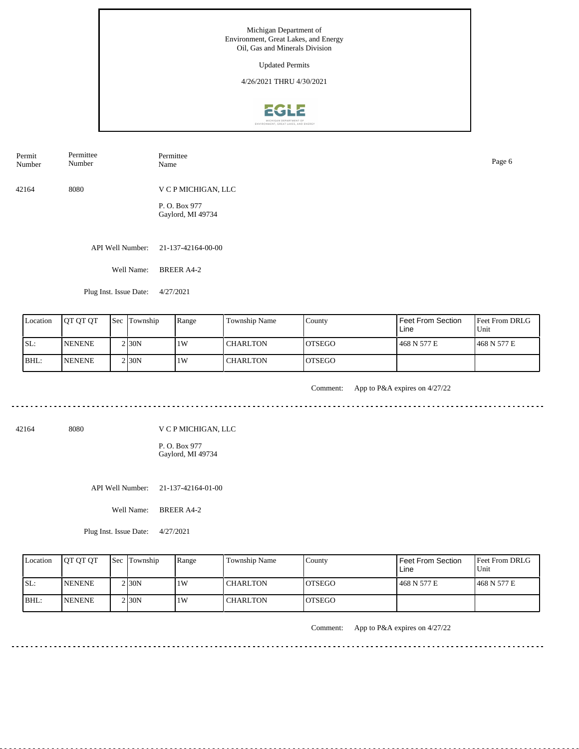Michigan Department of
Environment, Great Lakes, and Energy
Oil, Gas and Minerals Division

Updated Permits

4/26/2021 THRU 4/30/2021

| Permit Number | Permittee Number | Permittee Name |
|---|---|---|
| 42164 | 8080 | V C P MICHIGAN, LLC |

P. O. Box 977
Gaylord, MI 49734

API Well Number: 21-137-42164-00-00

Well Name: BREER A4-2

Plug Inst. Issue Date: 4/27/2021

| Location | QT QT QT | Sec | Township | Range | Township Name | County | Feet From Section Line | Feet From DRLG Unit |
|---|---|---|---|---|---|---|---|---|
| SL: | NENENE | 2 | 30N | 1W | CHARLTON | OTSEGO | 468 N 577 E | 468 N 577 E |
| BHL: | NENENE | 2 | 30N | 1W | CHARLTON | OTSEGO | | |

Comment: App to P&A expires on 4/27/22

---

| Permit Number | Permittee Number | Permittee Name |
|---|---|---|
| 42164 | 8080 | V C P MICHIGAN, LLC |

P. O. Box 977
Gaylord, MI 49734

API Well Number: 21-137-42164-01-00

Well Name: BREER A4-2

Plug Inst. Issue Date: 4/27/2021

| Location | QT QT QT | Sec | Township | Range | Township Name | County | Feet From Section Line | Feet From DRLG Unit |
|---|---|---|---|---|---|---|---|---|
| SL: | NENENE | 2 | 30N | 1W | CHARLTON | OTSEGO | 468 N 577 E | 468 N 577 E |
| BHL: | NENENE | 2 | 30N | 1W | CHARLTON | OTSEGO | | |

Comment: App to P&A expires on 4/27/22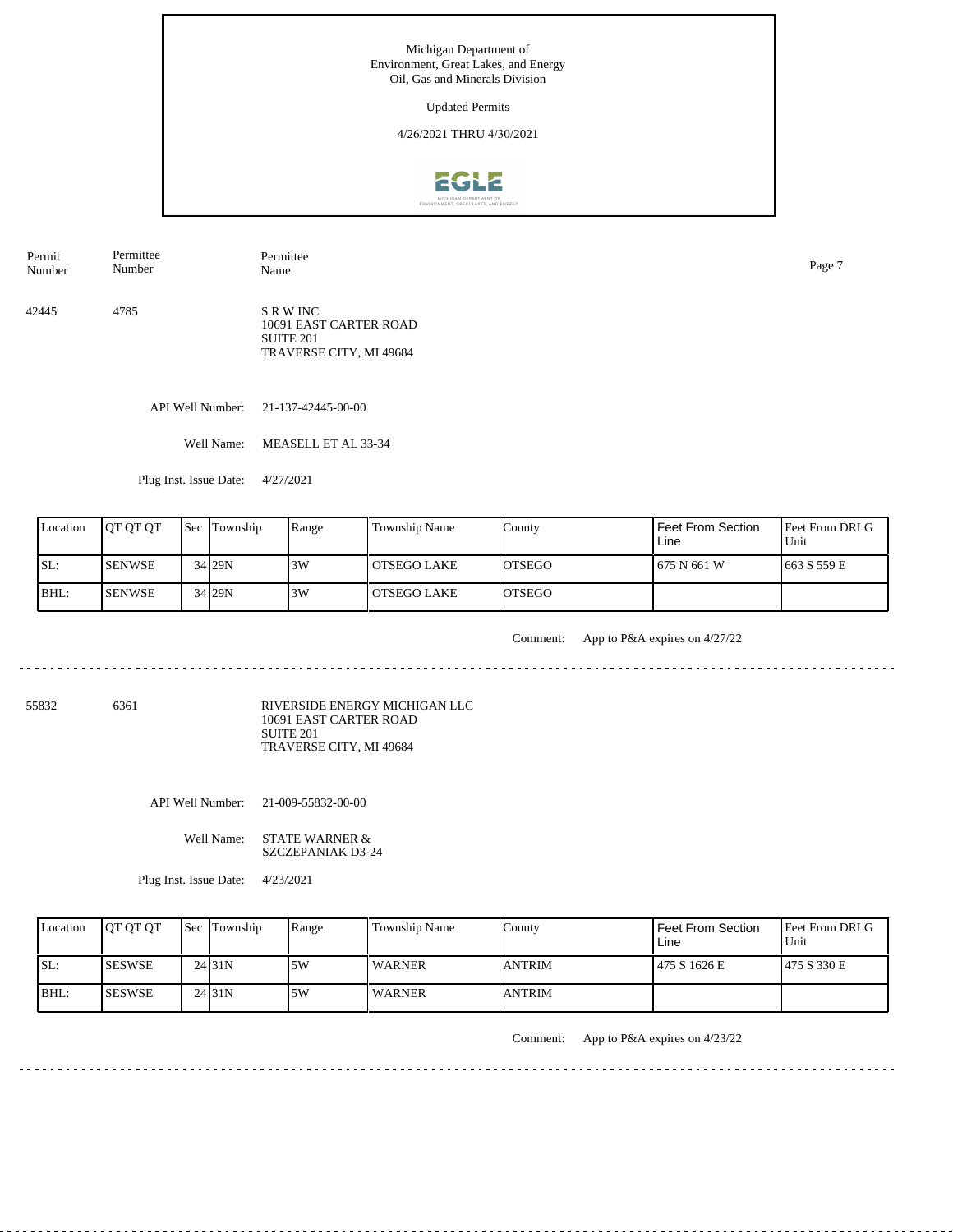Michigan Department of
Environment, Great Lakes, and Energy
Oil, Gas and Minerals Division

Updated Permits

4/26/2021 THRU 4/30/2021

| Permit Number | Permittee Number | Permittee Name |
|---|---|---|
| 42445 | 4785 | S R W INC<br>10691 EAST CARTER ROAD<br>SUITE 201<br>TRAVERSE CITY, MI 49684 |

API Well Number: 21-137-42445-00-00

Well Name: MEASELL ET AL 33-34

Plug Inst. Issue Date: 4/27/2021

| Location | QT QT QT | Sec | Township | Range | Township Name | County | Feet From Section Line | Feet From DRLG Unit |
|---|---|---|---|---|---|---|---|---|
| SL: | SENWSE | 34 | 29N | 3W | OTSEGO LAKE | OTSEGO | 675 N 661 W | 663 S 559 E |
| BHL: | SENWSE | 34 | 29N | 3W | OTSEGO LAKE | OTSEGO | | |

Comment: App to P&A expires on 4/27/22

---

| Permit Number | Permittee Number | Permittee Name |
|---|---|---|
| 55832 | 6361 | RIVERSIDE ENERGY MICHIGAN LLC<br>10691 EAST CARTER ROAD<br>SUITE 201<br>TRAVERSE CITY, MI 49684 |

API Well Number: 21-009-55832-00-00

Well Name: STATE WARNER & SZCZEPANIAK D3-24

Plug Inst. Issue Date: 4/23/2021

| Location | QT QT QT | Sec | Township | Range | Township Name | County | Feet From Section Line | Feet From DRLG Unit |
|---|---|---|---|---|---|---|---|---|
| SL: | SESWSE | 24 | 31N | 5W | WARNER | ANTRIM | 475 S 1626 E | 475 S 330 E |
| BHL: | SESWSE | 24 | 31N | 5W | WARNER | ANTRIM | | |

Comment: App to P&A expires on 4/23/22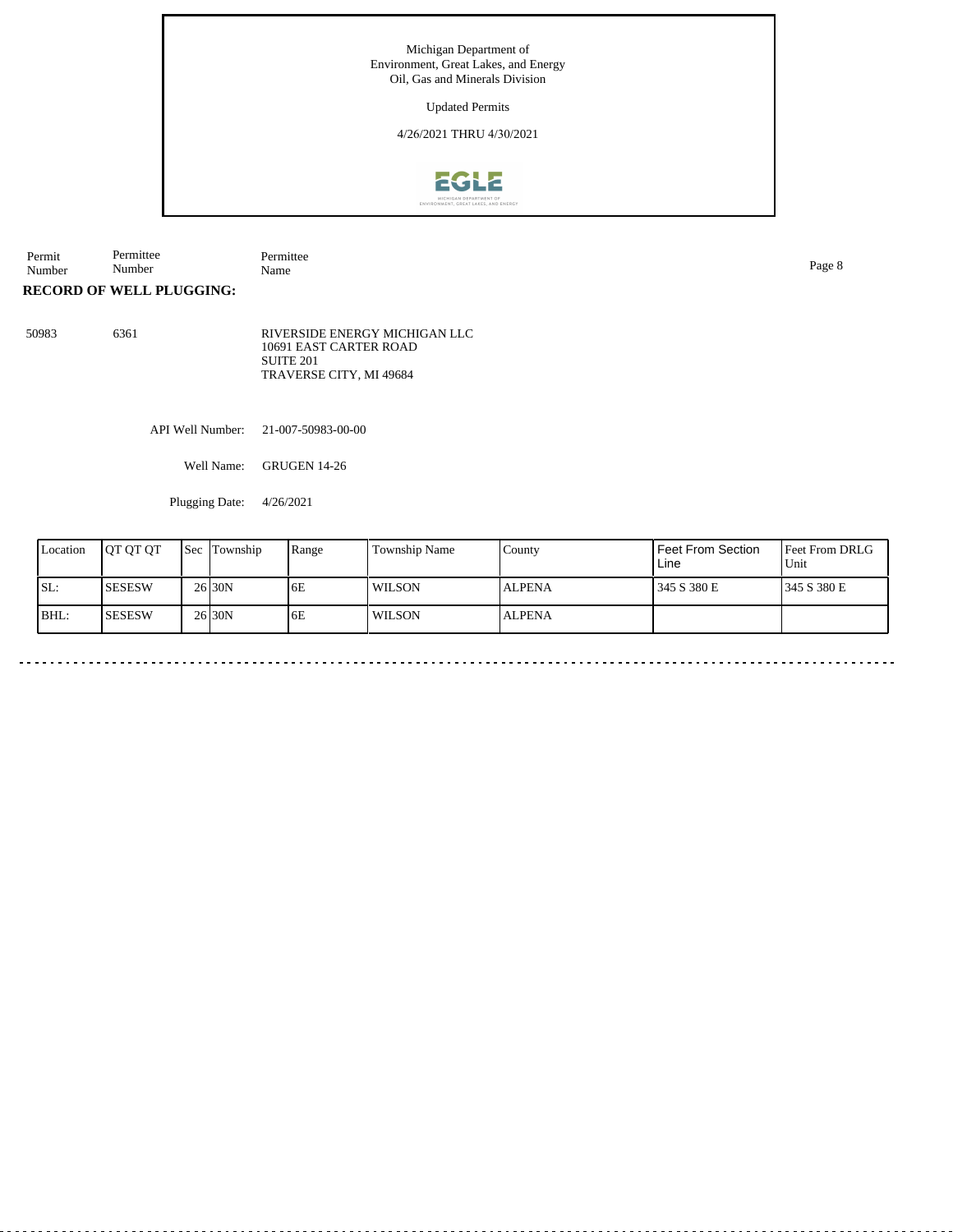Michigan Department of
Environment, Great Lakes, and Energy
Oil, Gas and Minerals Division

Updated Permits

4/26/2021 THRU 4/30/2021

| Permit Number | Permittee Number | Permittee Name |
|---|---|---|

**RECORD OF WELL PLUGGING:**

| 50983 | 6361 | RIVERSIDE ENERGY MICHIGAN LLC<br>10691 EAST CARTER ROAD<br>SUITE 201<br>TRAVERSE CITY, MI 49684 |
|---|---|---|

API Well Number: 21-007-50983-00-00

Well Name: GRUGEN 14-26

Plugging Date: 4/26/2021

| Location | QT QT QT | Sec | Township | Range | Township Name | County | Feet From Section Line | Feet From DRLG Unit |
|---|---|---|---|---|---|---|---|---|
| SL: | SESESW | 26 | 30N | 6E | WILSON | ALPENA | 345 S 380 E | 345 S 380 E |
| BHL: | SESESW | 26 | 30N | 6E | WILSON | ALPENA | | |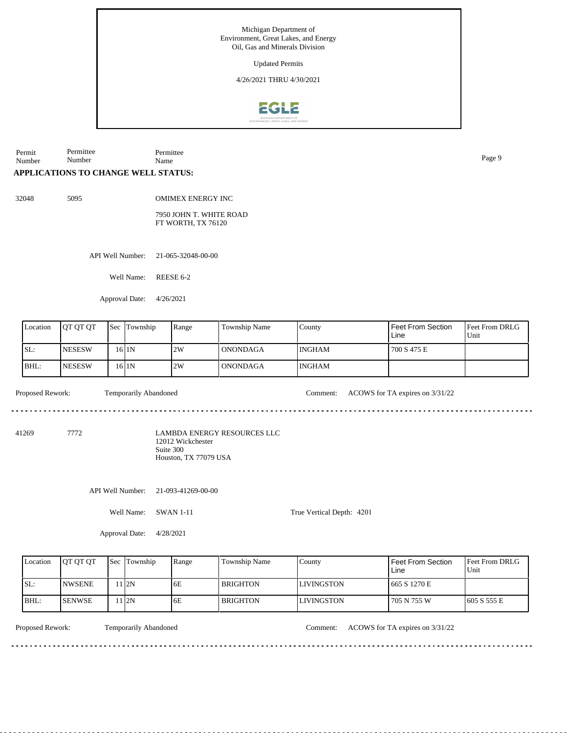Michigan Department of
Environment, Great Lakes, and Energy
Oil, Gas and Minerals Division

Updated Permits

4/26/2021 THRU 4/30/2021

| Permit Number | Permittee Number | Permittee Name |
|---|---|---|

## APPLICATIONS TO CHANGE WELL STATUS:

32048 5095 OMIMEX ENERGY INC

7950 JOHN T. WHITE ROAD
FT WORTH, TX 76120

API Well Number: 21-065-32048-00-00

Well Name: REESE 6-2

Approval Date: 4/26/2021

| Location | QT QT QT | Sec | Township | Range | Township Name | County | Feet From Section Line | Feet From DRLG Unit |
|---|---|---|---|---|---|---|---|---|
| SL: | NESESW | 16 | 1N | 2W | ONONDAGA | INGHAM | 700 S 475 E | |
| BHL: | NESESW | 16 | 1N | 2W | ONONDAGA | INGHAM | | |

Proposed Rework: Temporarily Abandoned Comment: ACOWS for TA expires on 3/31/22

---

41269 7772 LAMBDA ENERGY RESOURCES LLC
12012 Wickchester
Suite 300
Houston, TX 77079 USA

API Well Number: 21-093-41269-00-00

Well Name: SWAN 1-11 True Vertical Depth: 4201

Approval Date: 4/28/2021

| Location | QT QT QT | Sec | Township | Range | Township Name | County | Feet From Section Line | Feet From DRLG Unit |
|---|---|---|---|---|---|---|---|---|
| SL: | NWSENE | 11 | 2N | 6E | BRIGHTON | LIVINGSTON | 665 S 1270 E | |
| BHL: | SENWSE | 11 | 2N | 6E | BRIGHTON | LIVINGSTON | 705 N 755 W | 605 S 555 E |

Proposed Rework: Temporarily Abandoned Comment: ACOWS for TA expires on 3/31/22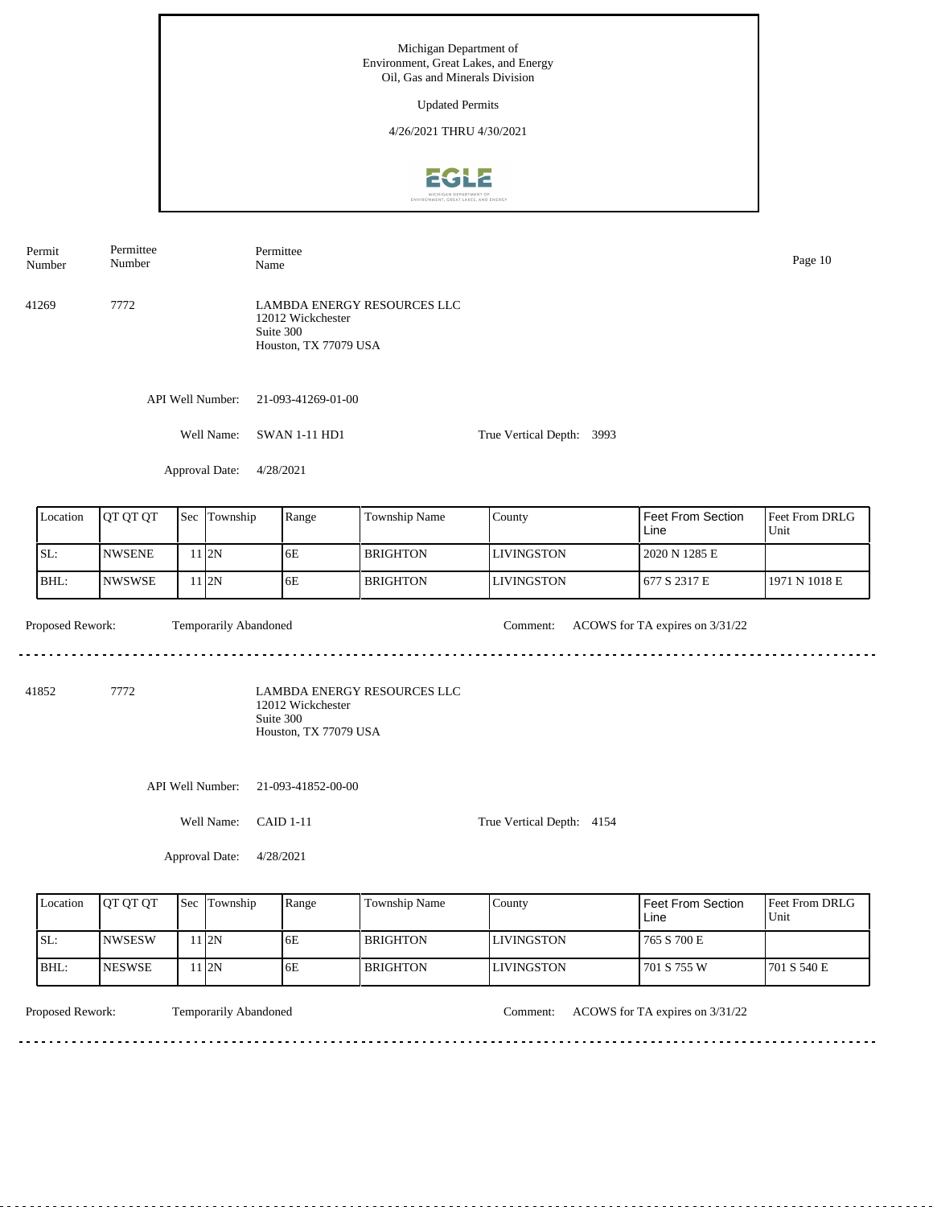Michigan Department of
Environment, Great Lakes, and Energy
Oil, Gas and Minerals Division

Updated Permits

4/26/2021 THRU 4/30/2021

| Permit Number | Permittee Number | Permittee Name |
|---|---|---|
| 41269 | 7772 | LAMBDA ENERGY RESOURCES LLC<br>12012 Wickchester<br>Suite 300<br>Houston, TX 77079 USA |

API Well Number: 21-093-41269-01-00

Well Name: SWAN 1-11 HD1

True Vertical Depth: 3993

Approval Date: 4/28/2021

| Location | QT QT QT | Sec | Township | Range | Township Name | County | Feet From Section Line | Feet From DRLG Unit |
|---|---|---|---|---|---|---|---|---|
| SL: | NWSENE | 11 | 2N | 6E | BRIGHTON | LIVINGSTON | 2020 N 1285 E | |
| BHL: | NWSWSE | 11 | 2N | 6E | BRIGHTON | LIVINGSTON | 677 S 2317 E | 1971 N 1018 E |

Proposed Rework: Temporarily Abandoned

Comment: ACOWS for TA expires on 3/31/22

---

| Permit Number | Permittee Number | Permittee Name |
|---|---|---|
| 41852 | 7772 | LAMBDA ENERGY RESOURCES LLC<br>12012 Wickchester<br>Suite 300<br>Houston, TX 77079 USA |

API Well Number: 21-093-41852-00-00

Well Name: CAID 1-11

True Vertical Depth: 4154

Approval Date: 4/28/2021

| Location | QT QT QT | Sec | Township | Range | Township Name | County | Feet From Section Line | Feet From DRLG Unit |
|---|---|---|---|---|---|---|---|---|
| SL: | NWSESW | 11 | 2N | 6E | BRIGHTON | LIVINGSTON | 765 S 700 E | |
| BHL: | NESWSE | 11 | 2N | 6E | BRIGHTON | LIVINGSTON | 701 S 755 W | 701 S 540 E |

Proposed Rework: Temporarily Abandoned

Comment: ACOWS for TA expires on 3/31/22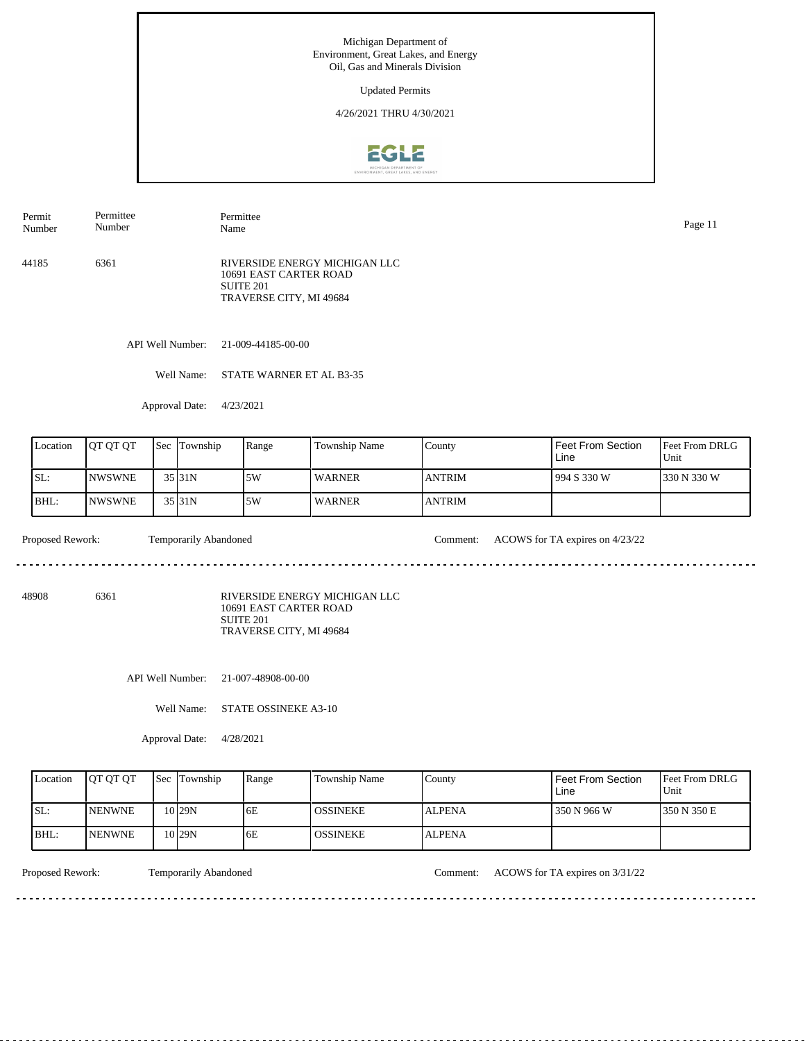Michigan Department of
Environment, Great Lakes, and Energy
Oil, Gas and Minerals Division

Updated Permits

4/26/2021 THRU 4/30/2021

| Permit Number | Permittee Number | Permittee Name |
|---|---|---|
| 44185 | 6361 | RIVERSIDE ENERGY MICHIGAN LLC<br>10691 EAST CARTER ROAD<br>SUITE 201<br>TRAVERSE CITY, MI 49684 |

API Well Number: 21-009-44185-00-00

Well Name: STATE WARNER ET AL B3-35

Approval Date: 4/23/2021

| Location | QT QT QT | Sec | Township | Range | Township Name | County | Feet From Section Line | Feet From DRLG Unit |
|---|---|---|---|---|---|---|---|---|
| SL: | NWSWNE | 35 | 31N | 5W | WARNER | ANTRIM | 994 S 330 W | 330 N 330 W |
| BHL: | NWSWNE | 35 | 31N | 5W | WARNER | ANTRIM | | |

Proposed Rework: Temporarily Abandoned

Comment: ACOWS for TA expires on 4/23/22

---

| Permit Number | Permittee Number | Permittee Name |
|---|---|---|
| 48908 | 6361 | RIVERSIDE ENERGY MICHIGAN LLC<br>10691 EAST CARTER ROAD<br>SUITE 201<br>TRAVERSE CITY, MI 49684 |

API Well Number: 21-007-48908-00-00

Well Name: STATE OSSINEKE A3-10

Approval Date: 4/28/2021

| Location | QT QT QT | Sec | Township | Range | Township Name | County | Feet From Section Line | Feet From DRLG Unit |
|---|---|---|---|---|---|---|---|---|
| SL: | NENWNE | 10 | 29N | 6E | OSSINEKE | ALPENA | 350 N 966 W | 350 N 350 E |
| BHL: | NENWNE | 10 | 29N | 6E | OSSINEKE | ALPENA | | |

Proposed Rework: Temporarily Abandoned

Comment: ACOWS for TA expires on 3/31/22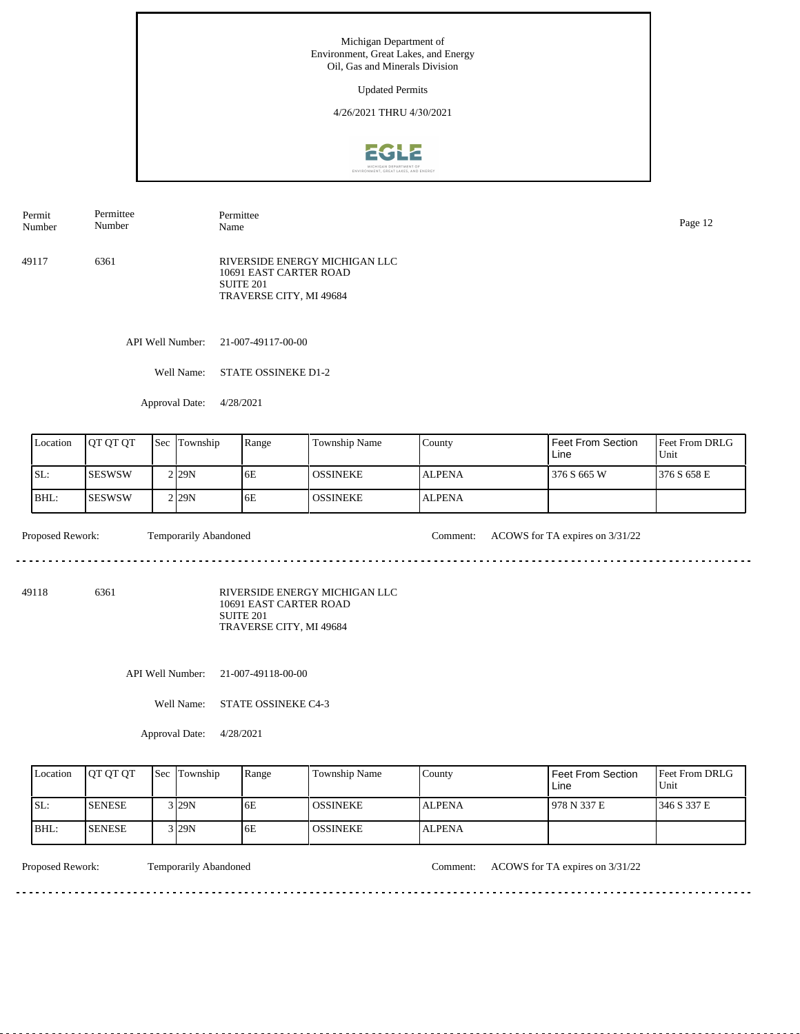Michigan Department of Environment, Great Lakes, and Energy
Oil, Gas and Minerals Division

Updated Permits

4/26/2021 THRU 4/30/2021

| Permit Number | Permittee Number | Permittee Name |
|---|---|---|
| 49117 | 6361 | RIVERSIDE ENERGY MICHIGAN LLC<br>10691 EAST CARTER ROAD<br>SUITE 201<br>TRAVERSE CITY, MI 49684 |

API Well Number: 21-007-49117-00-00

Well Name: STATE OSSINEKE D1-2

Approval Date: 4/28/2021

| Location | QT QT QT | Sec | Township | Range | Township Name | County | Feet From Section Line | Feet From DRLG Unit |
|---|---|---|---|---|---|---|---|---|
| SL: | SESWSW | 2 | 29N | 6E | OSSINEKE | ALPENA | 376 S 665 W | 376 S 658 E |
| BHL: | SESWSW | 2 | 29N | 6E | OSSINEKE | ALPENA | | |

Proposed Rework: Temporarily Abandoned

Comment: ACOWS for TA expires on 3/31/22

---

| Permit Number | Permittee Number | Permittee Name |
|---|---|---|
| 49118 | 6361 | RIVERSIDE ENERGY MICHIGAN LLC<br>10691 EAST CARTER ROAD<br>SUITE 201<br>TRAVERSE CITY, MI 49684 |

API Well Number: 21-007-49118-00-00

Well Name: STATE OSSINEKE C4-3

Approval Date: 4/28/2021

| Location | QT QT QT | Sec | Township | Range | Township Name | County | Feet From Section Line | Feet From DRLG Unit |
|---|---|---|---|---|---|---|---|---|
| SL: | SENESE | 3 | 29N | 6E | OSSINEKE | ALPENA | 978 N 337 E | 346 S 337 E |
| BHL: | SENESE | 3 | 29N | 6E | OSSINEKE | ALPENA | | |

Proposed Rework: Temporarily Abandoned

Comment: ACOWS for TA expires on 3/31/22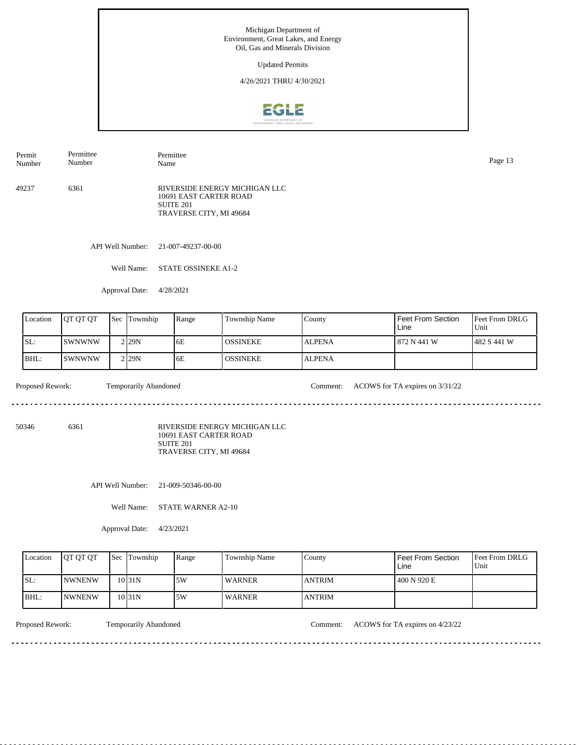Michigan Department of
Environment, Great Lakes, and Energy
Oil, Gas and Minerals Division

Updated Permits

4/26/2021 THRU 4/30/2021

| Permit Number | Permittee Number | Permittee Name |
|---|---|---|
| 49237 | 6361 | RIVERSIDE ENERGY MICHIGAN LLC<br>10691 EAST CARTER ROAD<br>SUITE 201<br>TRAVERSE CITY, MI 49684 |

API Well Number: 21-007-49237-00-00

Well Name: STATE OSSINEKE A1-2

Approval Date: 4/28/2021

| Location | QT QT QT | Sec | Township | Range | Township Name | County | Feet From Section Line | Feet From DRLG Unit |
|---|---|---|---|---|---|---|---|---|
| SL: | SWNWNW | 2 | 29N | 6E | OSSINEKE | ALPENA | 872 N 441 W | 482 S 441 W |
| BHL: | SWNWNW | 2 | 29N | 6E | OSSINEKE | ALPENA | | |

Proposed Rework: Temporarily Abandoned

Comment: ACOWS for TA expires on 3/31/22

---

| Permit Number | Permittee Number | Permittee Name |
|---|---|---|
| 50346 | 6361 | RIVERSIDE ENERGY MICHIGAN LLC<br>10691 EAST CARTER ROAD<br>SUITE 201<br>TRAVERSE CITY, MI 49684 |

API Well Number: 21-009-50346-00-00

Well Name: STATE WARNER A2-10

Approval Date: 4/23/2021

| Location | QT QT QT | Sec | Township | Range | Township Name | County | Feet From Section Line | Feet From DRLG Unit |
|---|---|---|---|---|---|---|---|---|
| SL: | NWNENW | 10 | 31N | 5W | WARNER | ANTRIM | 400 N 920 E | |
| BHL: | NWNENW | 10 | 31N | 5W | WARNER | ANTRIM | | |

Proposed Rework: Temporarily Abandoned

Comment: ACOWS for TA expires on 4/23/22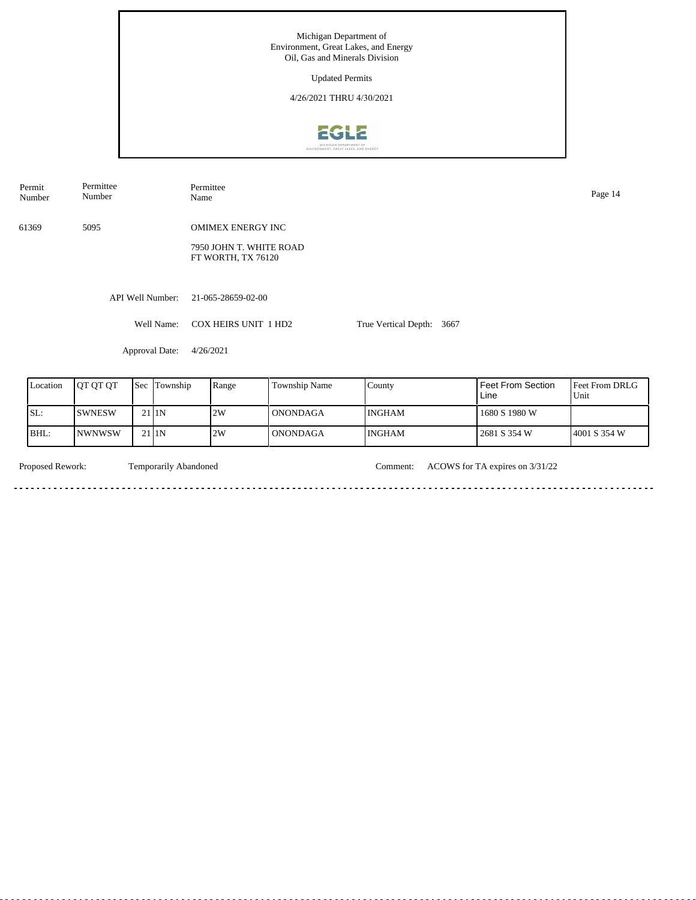Michigan Department of
Environment, Great Lakes, and Energy
Oil, Gas and Minerals Division

Updated Permits

4/26/2021 THRU 4/30/2021

| Permit Number | Permittee Number | Permittee Name |
|---|---|---|
| 61369 | 5095 | OMIMEX ENERGY INC<br>7950 JOHN T. WHITE ROAD<br>FT WORTH, TX 76120 |

API Well Number: 21-065-28659-02-00

Well Name: COX HEIRS UNIT 1 HD2

True Vertical Depth: 3667

Approval Date: 4/26/2021

| Location | QT QT QT | Sec | Township | Range | Township Name | County | Feet From Section Line | Feet From DRLG Unit |
|---|---|---|---|---|---|---|---|---|
| SL: | SWNESW | 21 | 1N | 2W | ONONDAGA | INGHAM | 1680 S 1980 W | |
| BHL: | NWNWSW | 21 | 1N | 2W | ONONDAGA | INGHAM | 2681 S 354 W | 4001 S 354 W |

Proposed Rework: Temporarily Abandoned

Comment: ACOWS for TA expires on 3/31/22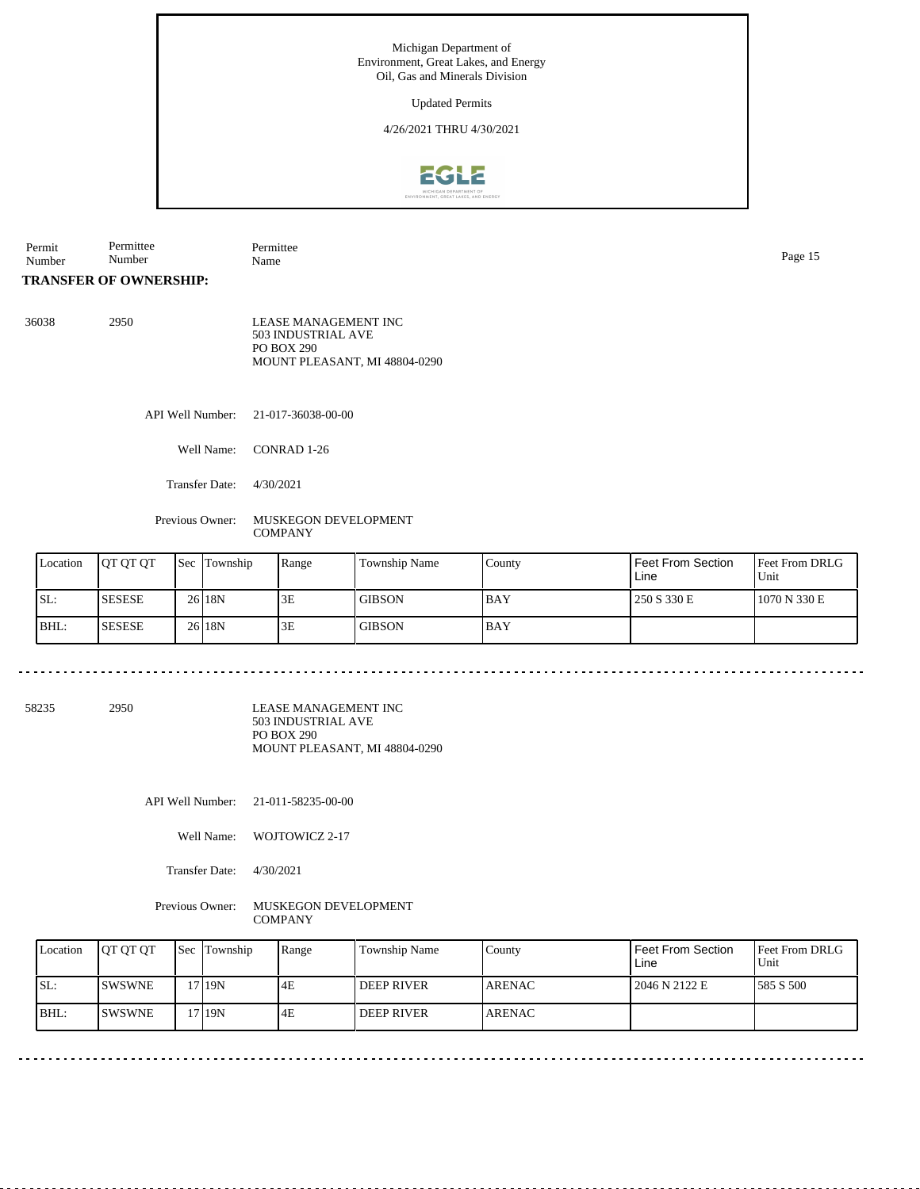Michigan Department of
Environment, Great Lakes, and Energy
Oil, Gas and Minerals Division

Updated Permits

4/26/2021 THRU 4/30/2021

| Permit Number | Permittee Number | Permittee Name |
|---|---|---|

**TRANSFER OF OWNERSHIP:**

36038 2950

LEASE MANAGEMENT INC
503 INDUSTRIAL AVE
PO BOX 290
MOUNT PLEASANT, MI 48804-0290

API Well Number: 21-017-36038-00-00

Well Name: CONRAD 1-26

Transfer Date: 4/30/2021

Previous Owner: MUSKEGON DEVELOPMENT COMPANY

| Location | QT QT QT | Sec | Township | Range | Township Name | County | Feet From Section Line | Feet From DRLG Unit |
|---|---|---|---|---|---|---|---|---|
| SL: | SESESE | 26 | 18N | 3E | GIBSON | BAY | 250 S 330 E | 1070 N 330 E |
| BHL: | SESESE | 26 | 18N | 3E | GIBSON | BAY | | |

58235 2950

LEASE MANAGEMENT INC
503 INDUSTRIAL AVE
PO BOX 290
MOUNT PLEASANT, MI 48804-0290

API Well Number: 21-011-58235-00-00

Well Name: WOJTOWICZ 2-17

Transfer Date: 4/30/2021

Previous Owner: MUSKEGON DEVELOPMENT COMPANY

| Location | QT QT QT | Sec | Township | Range | Township Name | County | Feet From Section Line | Feet From DRLG Unit |
|---|---|---|---|---|---|---|---|---|
| SL: | SWSWNE | 17 | 19N | 4E | DEEP RIVER | ARENAC | 2046 N 2122 E | 585 S 500 |
| BHL: | SWSWNE | 17 | 19N | 4E | DEEP RIVER | ARENAC | | |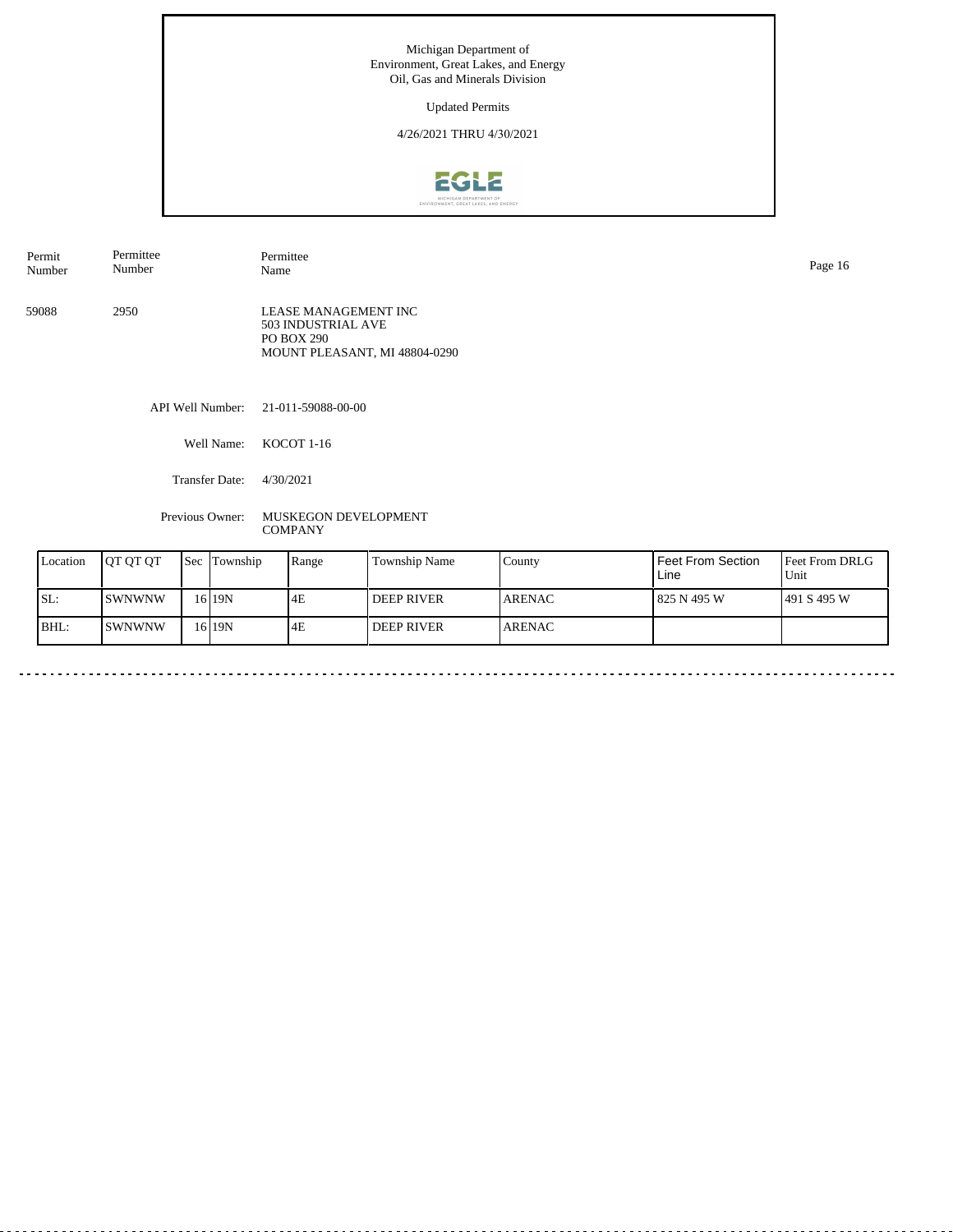Michigan Department of
Environment, Great Lakes, and Energy
Oil, Gas and Minerals Division

Updated Permits

4/26/2021 THRU 4/30/2021

| Permit Number | Permittee Number | Permittee Name |
|---|---|---|
| 59088 | 2950 | LEASE MANAGEMENT INC<br>503 INDUSTRIAL AVE<br>PO BOX 290<br>MOUNT PLEASANT, MI 48804-0290 |

API Well Number: 21-011-59088-00-00

Well Name: KOCOT 1-16

Transfer Date: 4/30/2021

Previous Owner: MUSKEGON DEVELOPMENT COMPANY

| Location | QT QT QT | Sec | Township | Range | Township Name | County | Feet From Section Line | Feet From DRLG Unit |
|---|---|---|---|---|---|---|---|---|
| SL: | SWNWNW | 16 | 19N | 4E | DEEP RIVER | ARENAC | 825 N 495 W | 491 S 495 W |
| BHL: | SWNWNW | 16 | 19N | 4E | DEEP RIVER | ARENAC | | |